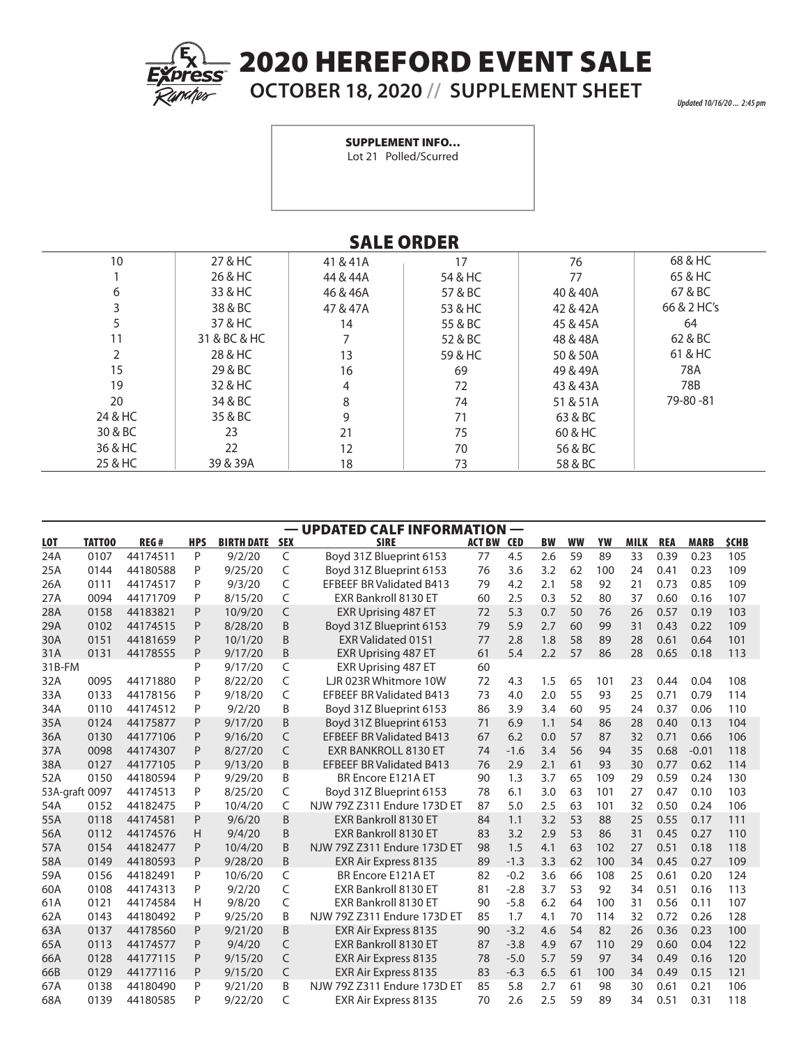# 2020 HEREFORD EVENT SALE

**OCTOBER 18, 2020 // SUPPLEMENT SHEET**

*Updated 10/16/20 ... 2:45 pm*

**SUPPLEMENT INFO...**

Lot 21 Polled/Scurred

## SALE ORDER

| | | | | | |
|---|---|---|---|---|---|
| 10 | 27 & HC | 41 & 41A | 17 | 76 | 68 & HC |
| 1 | 26 & HC | 44 & 44A | 54 & HC | 77 | 65 & HC |
| 6 | 33 & HC | 46 & 46A | 57 & BC | 40 & 40A | 67 & BC |
| 3 | 38 & BC | 47 & 47A | 53 & HC | 42 & 42A | 66 & 2 HC's |
| 5 | 37 & HC | 14 | 55 & BC | 45 & 45A | 64 |
| 11 | 31 & BC & HC | 7 | 52 & BC | 48 & 48A | 62 & BC |
| 2 | 28 & HC | 13 | 59 & HC | 50 & 50A | 61 & HC |
| 15 | 29 & BC | 16 | 69 | 49 & 49A | 78A |
| 19 | 32 & HC | 4 | 72 | 43 & 43A | 78B |
| 20 | 34 & BC | 8 | 74 | 51 & 51A | 79-80 -81 |
| 24 & HC | 35 & BC | 9 | 71 | 63 & BC | |
| 30 & BC | 23 | 21 | 75 | 60 & HC | |
| 36 & HC | 22 | 12 | 70 | 56 & BC | |
| 25 & HC | 39 & 39A | 18 | 73 | 58 & BC | |

## — UPDATED CALF INFORMATION —

| LOT | TATTOO | REG# | HPS | BIRTH DATE | SEX | SIRE | ACT BW | CED | BW | WW | YW | MILK | REA | MARB | $CHB |
|---|---|---|---|---|---|---|---|---|---|---|---|---|---|---|---|
| 24A | 0107 | 44174511 | P | 9/2/20 | C | Boyd 31Z Blueprint 6153 | 77 | 4.5 | 2.6 | 59 | 89 | 33 | 0.39 | 0.23 | 105 |
| 25A | 0144 | 44180588 | P | 9/25/20 | C | Boyd 31Z Blueprint 6153 | 76 | 3.6 | 3.2 | 62 | 100 | 24 | 0.41 | 0.23 | 109 |
| 26A | 0111 | 44174517 | P | 9/3/20 | C | EFBEEF BR Validated B413 | 79 | 4.2 | 2.1 | 58 | 92 | 21 | 0.73 | 0.85 | 109 |
| 27A | 0094 | 44171709 | P | 8/15/20 | C | EXR Bankroll 8130 ET | 60 | 2.5 | 0.3 | 52 | 80 | 37 | 0.60 | 0.16 | 107 |
| 28A | 0158 | 44183821 | P | 10/9/20 | C | EXR Uprising 487 ET | 72 | 5.3 | 0.7 | 50 | 76 | 26 | 0.57 | 0.19 | 103 |
| 29A | 0102 | 44174515 | P | 8/28/20 | B | Boyd 31Z Blueprint 6153 | 79 | 5.9 | 2.7 | 60 | 99 | 31 | 0.43 | 0.22 | 109 |
| 30A | 0151 | 44181659 | P | 10/1/20 | B | EXR Validated 0151 | 77 | 2.8 | 1.8 | 58 | 89 | 28 | 0.61 | 0.64 | 101 |
| 31A | 0131 | 44178555 | P | 9/17/20 | B | EXR Uprising 487 ET | 61 | 5.4 | 2.2 | 57 | 86 | 28 | 0.65 | 0.18 | 113 |
| 31B-FM | | | P | 9/17/20 | C | EXR Uprising 487 ET | 60 | | | | | | | | |
| 32A | 0095 | 44171880 | P | 8/22/20 | C | LJR 023R Whitmore 10W | 72 | 4.3 | 1.5 | 65 | 101 | 23 | 0.44 | 0.04 | 108 |
| 33A | 0133 | 44178156 | P | 9/18/20 | C | EFBEEF BR Validated B413 | 73 | 4.0 | 2.0 | 55 | 93 | 25 | 0.71 | 0.79 | 114 |
| 34A | 0110 | 44174512 | P | 9/2/20 | B | Boyd 31Z Blueprint 6153 | 86 | 3.9 | 3.4 | 60 | 95 | 24 | 0.37 | 0.06 | 110 |
| 35A | 0124 | 44175877 | P | 9/17/20 | B | Boyd 31Z Blueprint 6153 | 71 | 6.9 | 1.1 | 54 | 86 | 28 | 0.40 | 0.13 | 104 |
| 36A | 0130 | 44177106 | P | 9/16/20 | C | EFBEEF BR Validated B413 | 67 | 6.2 | 0.0 | 57 | 87 | 32 | 0.71 | 0.66 | 106 |
| 37A | 0098 | 44174307 | P | 8/27/20 | C | EXR BANKROLL 8130 ET | 74 | -1.6 | 3.4 | 56 | 94 | 35 | 0.68 | -0.01 | 118 |
| 38A | 0127 | 44177105 | P | 9/13/20 | B | EFBEEF BR Validated B413 | 76 | 2.9 | 2.1 | 61 | 93 | 30 | 0.77 | 0.62 | 114 |
| 52A | 0150 | 44180594 | P | 9/29/20 | B | BR Encore E121A ET | 90 | 1.3 | 3.7 | 65 | 109 | 29 | 0.59 | 0.24 | 130 |
| 53A-graft | 0097 | 44174513 | P | 8/25/20 | C | Boyd 31Z Blueprint 6153 | 78 | 6.1 | 3.0 | 63 | 101 | 27 | 0.47 | 0.10 | 103 |
| 54A | 0152 | 44182475 | P | 10/4/20 | C | NJW 79Z Z311 Endure 173D ET | 87 | 5.0 | 2.5 | 63 | 101 | 32 | 0.50 | 0.24 | 106 |
| 55A | 0118 | 44174581 | P | 9/6/20 | B | EXR Bankroll 8130 ET | 84 | 1.1 | 3.2 | 53 | 88 | 25 | 0.55 | 0.17 | 111 |
| 56A | 0112 | 44174576 | H | 9/4/20 | B | EXR Bankroll 8130 ET | 83 | 3.2 | 2.9 | 53 | 86 | 31 | 0.45 | 0.27 | 110 |
| 57A | 0154 | 44182477 | P | 10/4/20 | B | NJW 79Z Z311 Endure 173D ET | 98 | 1.5 | 4.1 | 63 | 102 | 27 | 0.51 | 0.18 | 118 |
| 58A | 0149 | 44180593 | P | 9/28/20 | B | EXR Air Express 8135 | 89 | -1.3 | 3.3 | 62 | 100 | 34 | 0.45 | 0.27 | 109 |
| 59A | 0156 | 44182491 | P | 10/6/20 | C | BR Encore E121A ET | 82 | -0.2 | 3.6 | 66 | 108 | 25 | 0.61 | 0.20 | 124 |
| 60A | 0108 | 44174313 | P | 9/2/20 | C | EXR Bankroll 8130 ET | 81 | -2.8 | 3.7 | 53 | 92 | 34 | 0.51 | 0.16 | 113 |
| 61A | 0121 | 44174584 | H | 9/8/20 | C | EXR Bankroll 8130 ET | 90 | -5.8 | 6.2 | 64 | 100 | 31 | 0.56 | 0.11 | 107 |
| 62A | 0143 | 44180492 | P | 9/25/20 | B | NJW 79Z Z311 Endure 173D ET | 85 | 1.7 | 4.1 | 70 | 114 | 32 | 0.72 | 0.26 | 128 |
| 63A | 0137 | 44178560 | P | 9/21/20 | B | EXR Air Express 8135 | 90 | -3.2 | 4.6 | 54 | 82 | 26 | 0.36 | 0.23 | 100 |
| 65A | 0113 | 44174577 | P | 9/4/20 | C | EXR Bankroll 8130 ET | 87 | -3.8 | 4.9 | 67 | 110 | 29 | 0.60 | 0.04 | 122 |
| 66A | 0128 | 44177115 | P | 9/15/20 | C | EXR Air Express 8135 | 78 | -5.0 | 5.7 | 59 | 97 | 34 | 0.49 | 0.16 | 120 |
| 66B | 0129 | 44177116 | P | 9/15/20 | C | EXR Air Express 8135 | 83 | -6.3 | 6.5 | 61 | 100 | 34 | 0.49 | 0.15 | 121 |
| 67A | 0138 | 44180490 | P | 9/21/20 | B | NJW 79Z Z311 Endure 173D ET | 85 | 5.8 | 2.7 | 61 | 98 | 30 | 0.61 | 0.21 | 106 |
| 68A | 0139 | 44180585 | P | 9/22/20 | C | EXR Air Express 8135 | 70 | 2.6 | 2.5 | 59 | 89 | 34 | 0.51 | 0.31 | 118 |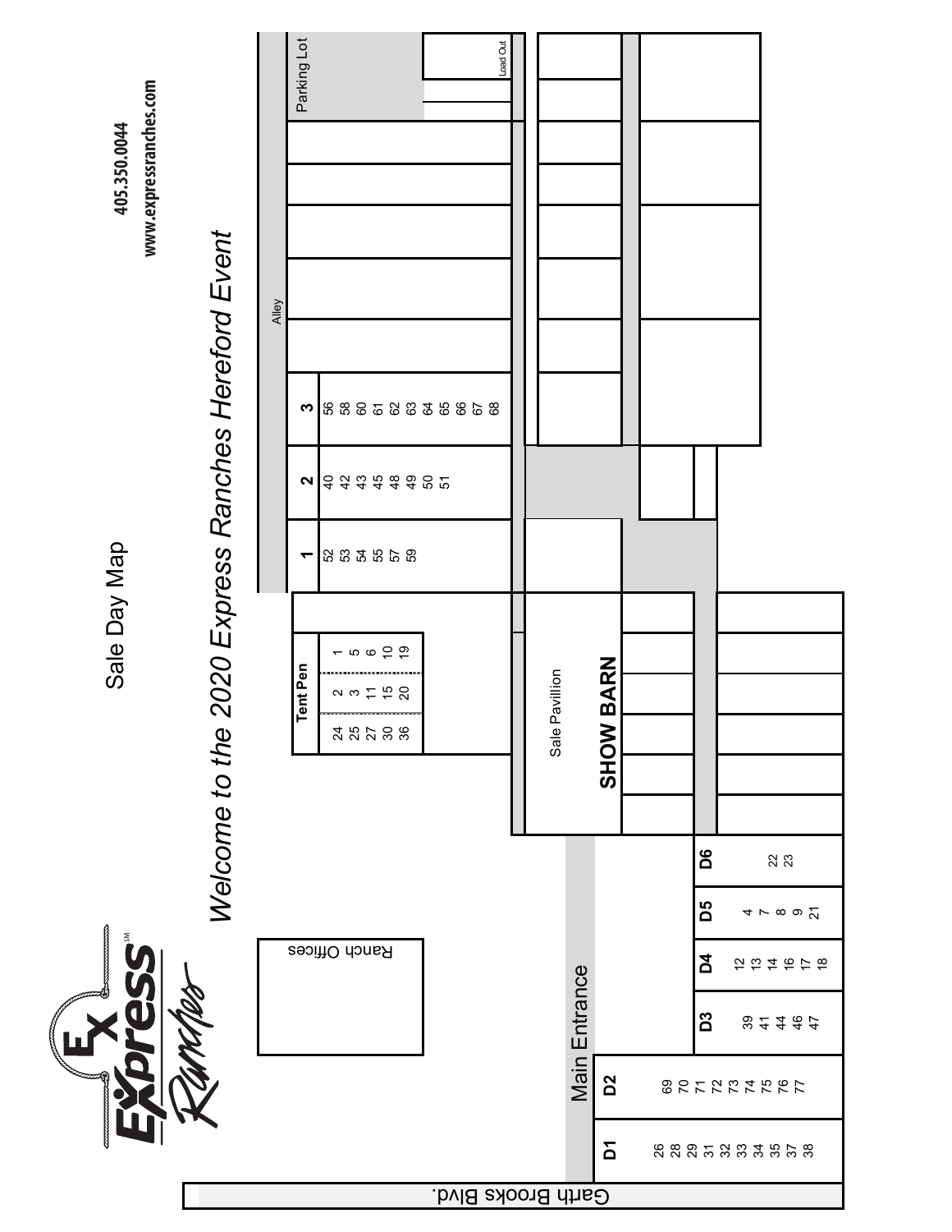# Sale Day Map

## Welcome to the 2020 Express Ranches Hereford Event

Express Ranches

405.350.0044
www.expressranches.com

Garth Brooks Blvd.

Main Entrance

Ranch Offices

Sale Pavillion

**SHOW BARN**

Alley

Parking Lot

Load Out

| D1 | D2 | D3 | D4 | D5 | D6 |
|---|---|---|---|---|---|
| 26 | 69 | 39 | 12 | 4 | 22 |
| 28 | 70 | 41 | 13 | 7 | 23 |
| 29 | 71 | 44 | 14 | 8 | |
| 31 | 72 | 46 | 16 | 9 | |
| 32 | 73 | 47 | 17 | 21 | |
| 33 | 74 | | 18 | | |
| 34 | 75 | | | | |
| 35 | 76 | | | | |
| 37 | 77 | | | | |
| 38 | | | | | |

**Tent Pen**

| | | |
|---|---|---|
| 24 | 2 | 1 |
| 25 | 3 | 5 |
| 27 | 11 | 6 |
| 30 | 15 | 10 |
| 36 | 20 | 19 |

| 1 | 2 | 3 |
|---|---|---|
| 52 | 40 | 56 |
| 53 | 42 | 58 |
| 54 | 43 | 60 |
| 55 | 45 | 61 |
| 57 | 48 | 62 |
| 59 | 49 | 63 |
| | 50 | 64 |
| | 51 | 65 |
| | | 66 |
| | | 67 |
| | | 68 |